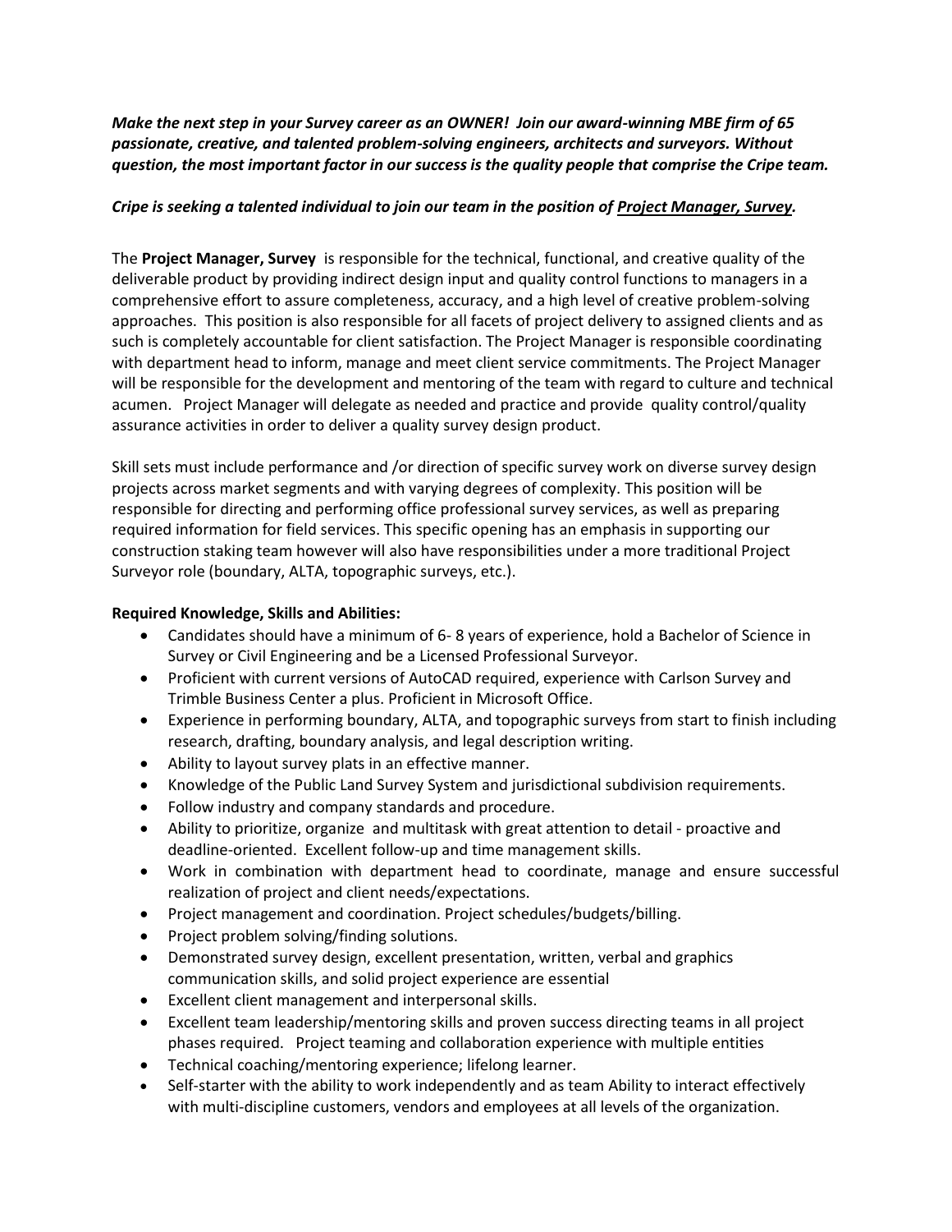***Make the next step in your Survey career as an OWNER! Join our award-winning MBE firm of 65 passionate, creative, and talented problem-solving engineers, architects and surveyors. Without question, the most important factor in our success is the quality people that comprise the Cripe team.***

***Cripe is seeking a talented individual to join our team in the position of <u>Project Manager, Survey</u>.***

The **Project Manager, Survey** is responsible for the technical, functional, and creative quality of the deliverable product by providing indirect design input and quality control functions to managers in a comprehensive effort to assure completeness, accuracy, and a high level of creative problem-solving approaches. This position is also responsible for all facets of project delivery to assigned clients and as such is completely accountable for client satisfaction. The Project Manager is responsible coordinating with department head to inform, manage and meet client service commitments. The Project Manager will be responsible for the development and mentoring of the team with regard to culture and technical acumen. Project Manager will delegate as needed and practice and provide quality control/quality assurance activities in order to deliver a quality survey design product.

Skill sets must include performance and /or direction of specific survey work on diverse survey design projects across market segments and with varying degrees of complexity. This position will be responsible for directing and performing office professional survey services, as well as preparing required information for field services. This specific opening has an emphasis in supporting our construction staking team however will also have responsibilities under a more traditional Project Surveyor role (boundary, ALTA, topographic surveys, etc.).

**Required Knowledge, Skills and Abilities:**

- Candidates should have a minimum of 6- 8 years of experience, hold a Bachelor of Science in Survey or Civil Engineering and be a Licensed Professional Surveyor.
- Proficient with current versions of AutoCAD required, experience with Carlson Survey and Trimble Business Center a plus. Proficient in Microsoft Office.
- Experience in performing boundary, ALTA, and topographic surveys from start to finish including research, drafting, boundary analysis, and legal description writing.
- Ability to layout survey plats in an effective manner.
- Knowledge of the Public Land Survey System and jurisdictional subdivision requirements.
- Follow industry and company standards and procedure.
- Ability to prioritize, organize and multitask with great attention to detail - proactive and deadline-oriented. Excellent follow-up and time management skills.
- Work in combination with department head to coordinate, manage and ensure successful realization of project and client needs/expectations.
- Project management and coordination. Project schedules/budgets/billing.
- Project problem solving/finding solutions.
- Demonstrated survey design, excellent presentation, written, verbal and graphics communication skills, and solid project experience are essential
- Excellent client management and interpersonal skills.
- Excellent team leadership/mentoring skills and proven success directing teams in all project phases required. Project teaming and collaboration experience with multiple entities
- Technical coaching/mentoring experience; lifelong learner.
- Self-starter with the ability to work independently and as team Ability to interact effectively with multi-discipline customers, vendors and employees at all levels of the organization.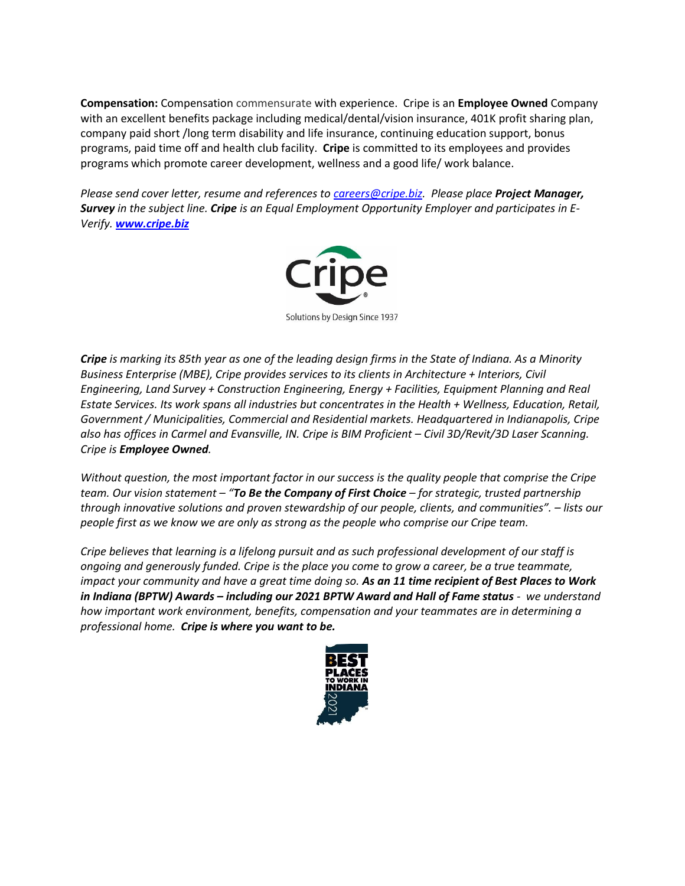**Compensation:** Compensation commensurate with experience. Cripe is an **Employee Owned** Company with an excellent benefits package including medical/dental/vision insurance, 401K profit sharing plan, company paid short /long term disability and life insurance, continuing education support, bonus programs, paid time off and health club facility. **Cripe** is committed to its employees and provides programs which promote career development, wellness and a good life/ work balance.

*Please send cover letter, resume and references to careers@cripe.biz. Please place* ***Project Manager, Survey*** *in the subject line.* ***Cripe*** *is an Equal Employment Opportunity Employer and participates in E-Verify.* ***www.cripe.biz***

Cripe

Solutions by Design Since 1937

***Cripe*** *is marking its 85th year as one of the leading design firms in the State of Indiana. As a Minority Business Enterprise (MBE), Cripe provides services to its clients in Architecture + Interiors, Civil Engineering, Land Survey + Construction Engineering, Energy + Facilities, Equipment Planning and Real Estate Services. Its work spans all industries but concentrates in the Health + Wellness, Education, Retail, Government / Municipalities, Commercial and Residential markets. Headquartered in Indianapolis, Cripe also has offices in Carmel and Evansville, IN. Cripe is BIM Proficient – Civil 3D/Revit/3D Laser Scanning. Cripe is* ***Employee Owned****.*

*Without question, the most important factor in our success is the quality people that comprise the Cripe team. Our vision statement – "****To Be the Company of First Choice*** *– for strategic, trusted partnership through innovative solutions and proven stewardship of our people, clients, and communities". – lists our people first as we know we are only as strong as the people who comprise our Cripe team.*

*Cripe believes that learning is a lifelong pursuit and as such professional development of our staff is ongoing and generously funded. Cripe is the place you come to grow a career, be a true teammate, impact your community and have a great time doing so.* ***As an 11 time recipient of Best Places to Work in Indiana (BPTW) Awards – including our 2021 BPTW Award and Hall of Fame status*** *- we understand how important work environment, benefits, compensation and your teammates are in determining a professional home.* ***Cripe is where you want to be.***

BEST PLACES TO WORK IN INDIANA 2021